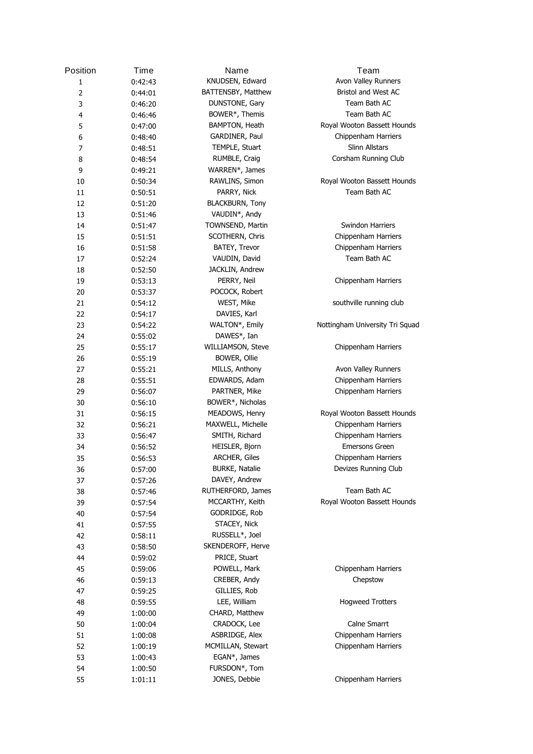| Position | Time | Name | Team |
|---|---|---|---|
| 1 | 0:42:43 | KNUDSEN, Edward | Avon Valley Runners |
| 2 | 0:44:01 | BATTENSBY, Matthew | Bristol and West AC |
| 3 | 0:46:20 | DUNSTONE, Gary | Team Bath AC |
| 4 | 0:46:46 | BOWER*, Themis | Team Bath AC |
| 5 | 0:47:00 | BAMPTON, Heath | Royal Wooton Bassett Hounds |
| 6 | 0:48:40 | GARDINER, Paul | Chippenham Harriers |
| 7 | 0:48:51 | TEMPLE, Stuart | Slinn Allstars |
| 8 | 0:48:54 | RUMBLE, Craig | Corsham Running Club |
| 9 | 0:49:21 | WARREN*, James | |
| 10 | 0:50:34 | RAWLINS, Simon | Royal Wooton Bassett Hounds |
| 11 | 0:50:51 | PARRY, Nick | Team Bath AC |
| 12 | 0:51:20 | BLACKBURN, Tony | |
| 13 | 0:51:46 | VAUDIN*, Andy | |
| 14 | 0:51:47 | TOWNSEND, Martin | Swindon Harriers |
| 15 | 0:51:51 | SCOTHERN, Chris | Chippenham Harriers |
| 16 | 0:51:58 | BATEY, Trevor | Chippenham Harriers |
| 17 | 0:52:24 | VAUDIN, David | Team Bath AC |
| 18 | 0:52:50 | JACKLIN, Andrew | |
| 19 | 0:53:13 | PERRY, Neil | Chippenham Harriers |
| 20 | 0:53:37 | POCOCK, Robert | |
| 21 | 0:54:12 | WEST, Mike | southville running club |
| 22 | 0:54:17 | DAVIES, Karl | |
| 23 | 0:54:22 | WALTON*, Emily | Nottingham University Tri Squad |
| 24 | 0:55:02 | DAWES*, Ian | |
| 25 | 0:55:17 | WILLIAMSON, Steve | Chippenham Harriers |
| 26 | 0:55:19 | BOWER, Ollie | |
| 27 | 0:55:21 | MILLS, Anthony | Avon Valley Runners |
| 28 | 0:55:51 | EDWARDS, Adam | Chippenham Harriers |
| 29 | 0:56:07 | PARTNER, Mike | Chippenham Harriers |
| 30 | 0:56:10 | BOWER*, Nicholas | |
| 31 | 0:56:15 | MEADOWS, Henry | Royal Wooton Bassett Hounds |
| 32 | 0:56:21 | MAXWELL, Michelle | Chippenham Harriers |
| 33 | 0:56:47 | SMITH, Richard | Chippenham Harriers |
| 34 | 0:56:52 | HEISLER, Bjorn | Emersons Green |
| 35 | 0:56:53 | ARCHER, Giles | Chippenham Harriers |
| 36 | 0:57:00 | BURKE, Natalie | Devizes Running Club |
| 37 | 0:57:26 | DAVEY, Andrew | |
| 38 | 0:57:46 | RUTHERFORD, James | Team Bath AC |
| 39 | 0:57:54 | MCCARTHY, Keith | Royal Wooton Bassett Hounds |
| 40 | 0:57:54 | GODRIDGE, Rob | |
| 41 | 0:57:55 | STACEY, Nick | |
| 42 | 0:58:11 | RUSSELL*, Joel | |
| 43 | 0:58:50 | SKENDEROFF, Herve | |
| 44 | 0:59:02 | PRICE, Stuart | |
| 45 | 0:59:06 | POWELL, Mark | Chippenham Harriers |
| 46 | 0:59:13 | CREBER, Andy | Chepstow |
| 47 | 0:59:25 | GILLIES, Rob | |
| 48 | 0:59:55 | LEE, William | Hogweed Trotters |
| 49 | 1:00:00 | CHARD, Matthew | |
| 50 | 1:00:04 | CRADOCK, Lee | Calne Smarrt |
| 51 | 1:00:08 | ASBRIDGE, Alex | Chippenham Harriers |
| 52 | 1:00:19 | MCMILLAN, Stewart | Chippenham Harriers |
| 53 | 1:00:43 | EGAN*, James | |
| 54 | 1:00:50 | FURSDON*, Tom | |
| 55 | 1:01:11 | JONES, Debbie | Chippenham Harriers |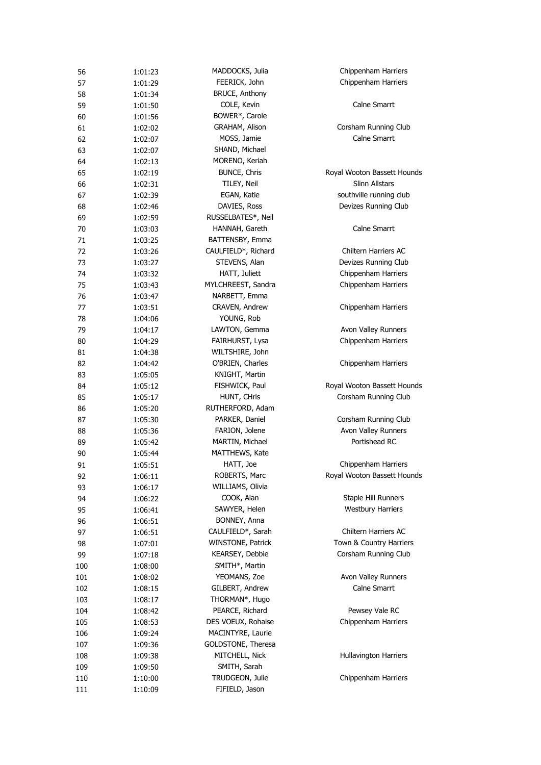| | | | |
|---|---|---|---|
| 56 | 1:01:23 | MADDOCKS, Julia | Chippenham Harriers |
| 57 | 1:01:29 | FEERICK, John | Chippenham Harriers |
| 58 | 1:01:34 | BRUCE, Anthony | |
| 59 | 1:01:50 | COLE, Kevin | Calne Smarrt |
| 60 | 1:01:56 | BOWER*, Carole | |
| 61 | 1:02:02 | GRAHAM, Alison | Corsham Running Club |
| 62 | 1:02:07 | MOSS, Jamie | Calne Smarrt |
| 63 | 1:02:07 | SHAND, Michael | |
| 64 | 1:02:13 | MORENO, Keriah | |
| 65 | 1:02:19 | BUNCE, Chris | Royal Wooton Bassett Hounds |
| 66 | 1:02:31 | TILEY, Neil | Slinn Allstars |
| 67 | 1:02:39 | EGAN, Katie | southville running club |
| 68 | 1:02:46 | DAVIES, Ross | Devizes Running Club |
| 69 | 1:02:59 | RUSSELBATES*, Neil | |
| 70 | 1:03:03 | HANNAH, Gareth | Calne Smarrt |
| 71 | 1:03:25 | BATTENSBY, Emma | |
| 72 | 1:03:26 | CAULFIELD*, Richard | Chiltern Harriers AC |
| 73 | 1:03:27 | STEVENS, Alan | Devizes Running Club |
| 74 | 1:03:32 | HATT, Juliett | Chippenham Harriers |
| 75 | 1:03:43 | MYLCHREEST, Sandra | Chippenham Harriers |
| 76 | 1:03:47 | NARBETT, Emma | |
| 77 | 1:03:51 | CRAVEN, Andrew | Chippenham Harriers |
| 78 | 1:04:06 | YOUNG, Rob | |
| 79 | 1:04:17 | LAWTON, Gemma | Avon Valley Runners |
| 80 | 1:04:29 | FAIRHURST, Lysa | Chippenham Harriers |
| 81 | 1:04:38 | WILTSHIRE, John | |
| 82 | 1:04:42 | O'BRIEN, Charles | Chippenham Harriers |
| 83 | 1:05:05 | KNIGHT, Martin | |
| 84 | 1:05:12 | FISHWICK, Paul | Royal Wooton Bassett Hounds |
| 85 | 1:05:17 | HUNT, CHris | Corsham Running Club |
| 86 | 1:05:20 | RUTHERFORD, Adam | |
| 87 | 1:05:30 | PARKER, Daniel | Corsham Running Club |
| 88 | 1:05:36 | FARION, Jolene | Avon Valley Runners |
| 89 | 1:05:42 | MARTIN, Michael | Portishead RC |
| 90 | 1:05:44 | MATTHEWS, Kate | |
| 91 | 1:05:51 | HATT, Joe | Chippenham Harriers |
| 92 | 1:06:11 | ROBERTS, Marc | Royal Wooton Bassett Hounds |
| 93 | 1:06:17 | WILLIAMS, Olivia | |
| 94 | 1:06:22 | COOK, Alan | Staple Hill Runners |
| 95 | 1:06:41 | SAWYER, Helen | Westbury Harriers |
| 96 | 1:06:51 | BONNEY, Anna | |
| 97 | 1:06:51 | CAULFIELD*, Sarah | Chiltern Harriers AC |
| 98 | 1:07:01 | WINSTONE, Patrick | Town & Country Harriers |
| 99 | 1:07:18 | KEARSEY, Debbie | Corsham Running Club |
| 100 | 1:08:00 | SMITH*, Martin | |
| 101 | 1:08:02 | YEOMANS, Zoe | Avon Valley Runners |
| 102 | 1:08:15 | GILBERT, Andrew | Calne Smarrt |
| 103 | 1:08:17 | THORMAN*, Hugo | |
| 104 | 1:08:42 | PEARCE, Richard | Pewsey Vale RC |
| 105 | 1:08:53 | DES VOEUX, Rohaise | Chippenham Harriers |
| 106 | 1:09:24 | MACINTYRE, Laurie | |
| 107 | 1:09:36 | GOLDSTONE, Theresa | |
| 108 | 1:09:38 | MITCHELL, Nick | Hullavington Harriers |
| 109 | 1:09:50 | SMITH, Sarah | |
| 110 | 1:10:00 | TRUDGEON, Julie | Chippenham Harriers |
| 111 | 1:10:09 | FIFIELD, Jason | |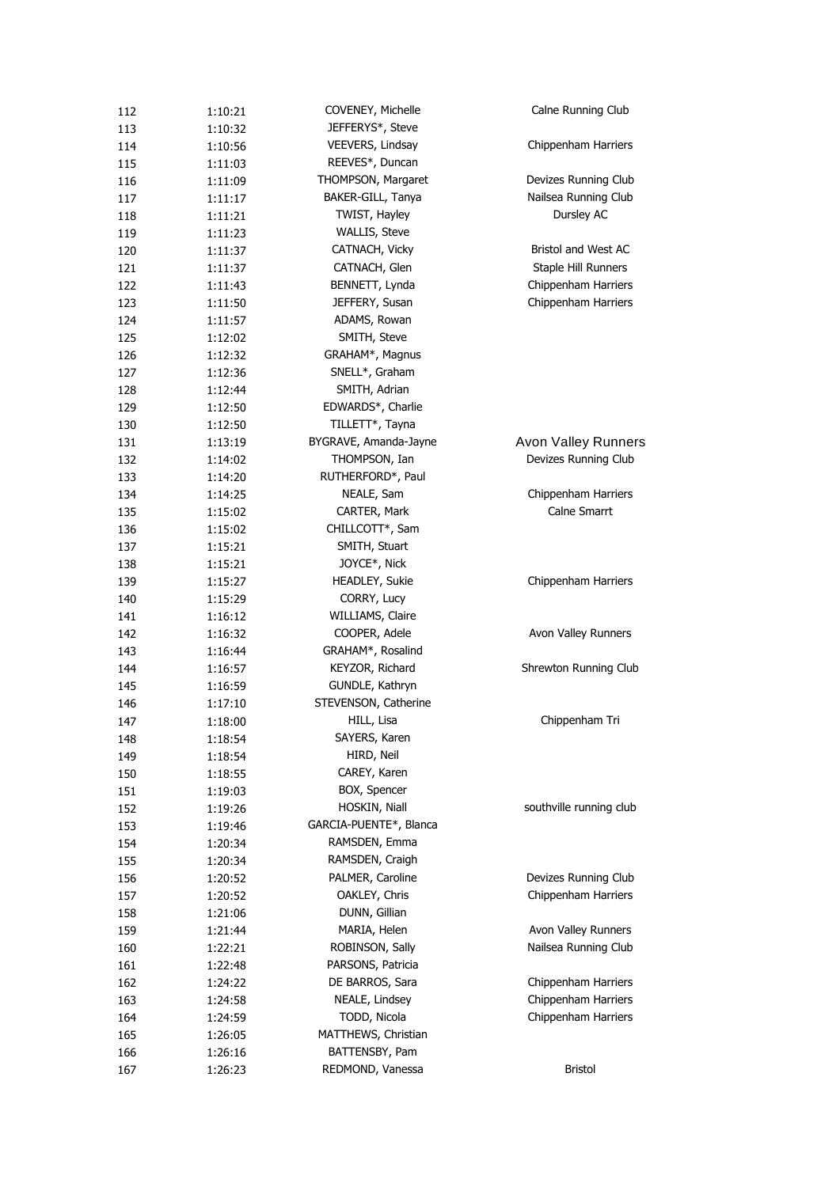| | | | |
|---|---|---|---|
| 112 | 1:10:21 | COVENEY, Michelle | Calne Running Club |
| 113 | 1:10:32 | JEFFERYS*, Steve | |
| 114 | 1:10:56 | VEEVERS, Lindsay | Chippenham Harriers |
| 115 | 1:11:03 | REEVES*, Duncan | |
| 116 | 1:11:09 | THOMPSON, Margaret | Devizes Running Club |
| 117 | 1:11:17 | BAKER-GILL, Tanya | Nailsea Running Club |
| 118 | 1:11:21 | TWIST, Hayley | Dursley AC |
| 119 | 1:11:23 | WALLIS, Steve | |
| 120 | 1:11:37 | CATNACH, Vicky | Bristol and West AC |
| 121 | 1:11:37 | CATNACH, Glen | Staple Hill Runners |
| 122 | 1:11:43 | BENNETT, Lynda | Chippenham Harriers |
| 123 | 1:11:50 | JEFFERY, Susan | Chippenham Harriers |
| 124 | 1:11:57 | ADAMS, Rowan | |
| 125 | 1:12:02 | SMITH, Steve | |
| 126 | 1:12:32 | GRAHAM*, Magnus | |
| 127 | 1:12:36 | SNELL*, Graham | |
| 128 | 1:12:44 | SMITH, Adrian | |
| 129 | 1:12:50 | EDWARDS*, Charlie | |
| 130 | 1:12:50 | TILLETT*, Tayna | |
| 131 | 1:13:19 | BYGRAVE, Amanda-Jayne | Avon Valley Runners |
| 132 | 1:14:02 | THOMPSON, Ian | Devizes Running Club |
| 133 | 1:14:20 | RUTHERFORD*, Paul | |
| 134 | 1:14:25 | NEALE, Sam | Chippenham Harriers |
| 135 | 1:15:02 | CARTER, Mark | Calne Smarrt |
| 136 | 1:15:02 | CHILLCOTT*, Sam | |
| 137 | 1:15:21 | SMITH, Stuart | |
| 138 | 1:15:21 | JOYCE*, Nick | |
| 139 | 1:15:27 | HEADLEY, Sukie | Chippenham Harriers |
| 140 | 1:15:29 | CORRY, Lucy | |
| 141 | 1:16:12 | WILLIAMS, Claire | |
| 142 | 1:16:32 | COOPER, Adele | Avon Valley Runners |
| 143 | 1:16:44 | GRAHAM*, Rosalind | |
| 144 | 1:16:57 | KEYZOR, Richard | Shrewton Running Club |
| 145 | 1:16:59 | GUNDLE, Kathryn | |
| 146 | 1:17:10 | STEVENSON, Catherine | |
| 147 | 1:18:00 | HILL, Lisa | Chippenham Tri |
| 148 | 1:18:54 | SAYERS, Karen | |
| 149 | 1:18:54 | HIRD, Neil | |
| 150 | 1:18:55 | CAREY, Karen | |
| 151 | 1:19:03 | BOX, Spencer | |
| 152 | 1:19:26 | HOSKIN, Niall | southville running club |
| 153 | 1:19:46 | GARCIA-PUENTE*, Blanca | |
| 154 | 1:20:34 | RAMSDEN, Emma | |
| 155 | 1:20:34 | RAMSDEN, Craigh | |
| 156 | 1:20:52 | PALMER, Caroline | Devizes Running Club |
| 157 | 1:20:52 | OAKLEY, Chris | Chippenham Harriers |
| 158 | 1:21:06 | DUNN, Gillian | |
| 159 | 1:21:44 | MARIA, Helen | Avon Valley Runners |
| 160 | 1:22:21 | ROBINSON, Sally | Nailsea Running Club |
| 161 | 1:22:48 | PARSONS, Patricia | |
| 162 | 1:24:22 | DE BARROS, Sara | Chippenham Harriers |
| 163 | 1:24:58 | NEALE, Lindsey | Chippenham Harriers |
| 164 | 1:24:59 | TODD, Nicola | Chippenham Harriers |
| 165 | 1:26:05 | MATTHEWS, Christian | |
| 166 | 1:26:16 | BATTENSBY, Pam | |
| 167 | 1:26:23 | REDMOND, Vanessa | Bristol |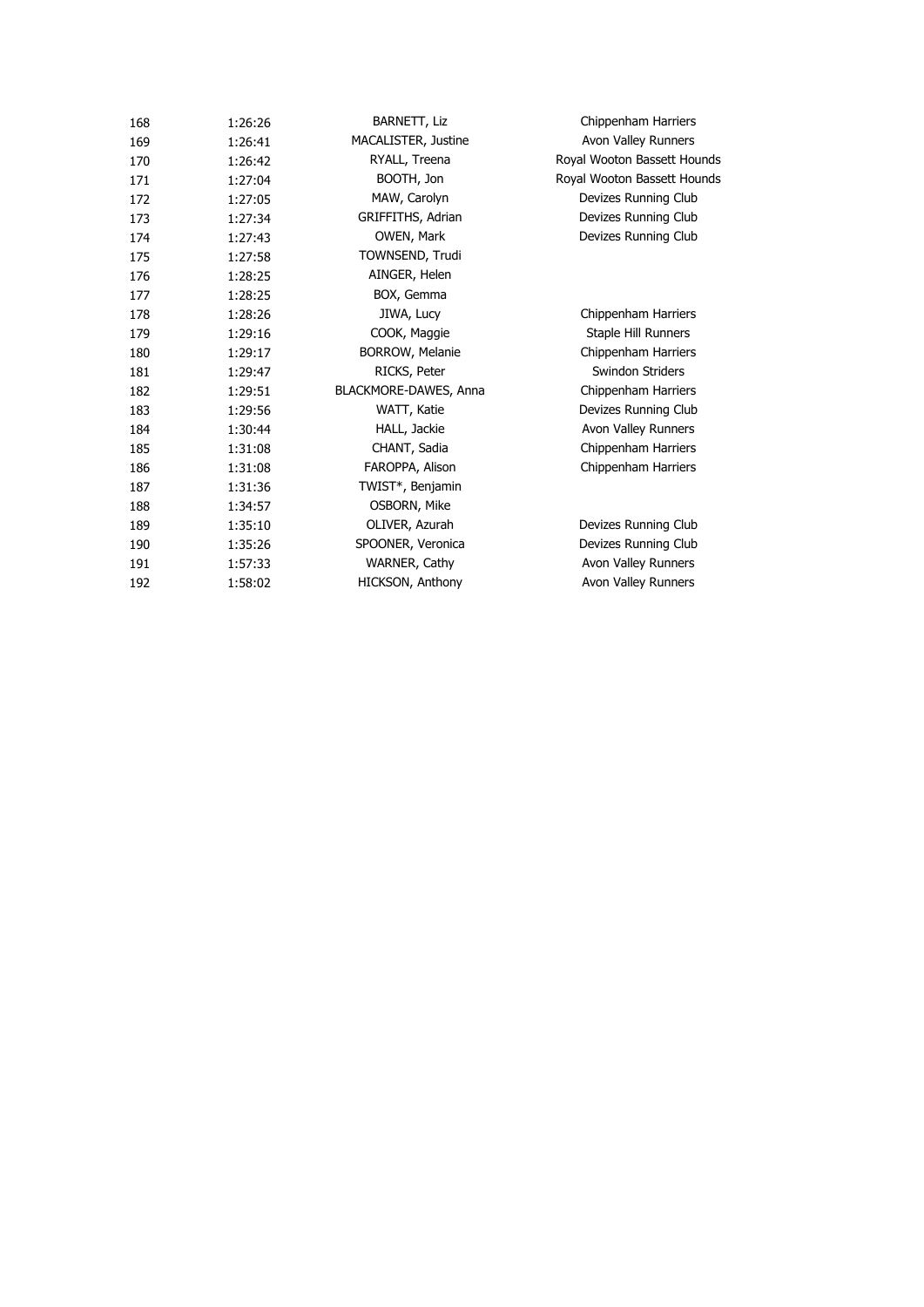| | | | |
|---|---|---|---|
| 168 | 1:26:26 | BARNETT, Liz | Chippenham Harriers |
| 169 | 1:26:41 | MACALISTER, Justine | Avon Valley Runners |
| 170 | 1:26:42 | RYALL, Treena | Royal Wooton Bassett Hounds |
| 171 | 1:27:04 | BOOTH, Jon | Royal Wooton Bassett Hounds |
| 172 | 1:27:05 | MAW, Carolyn | Devizes Running Club |
| 173 | 1:27:34 | GRIFFITHS, Adrian | Devizes Running Club |
| 174 | 1:27:43 | OWEN, Mark | Devizes Running Club |
| 175 | 1:27:58 | TOWNSEND, Trudi | |
| 176 | 1:28:25 | AINGER, Helen | |
| 177 | 1:28:25 | BOX, Gemma | |
| 178 | 1:28:26 | JIWA, Lucy | Chippenham Harriers |
| 179 | 1:29:16 | COOK, Maggie | Staple Hill Runners |
| 180 | 1:29:17 | BORROW, Melanie | Chippenham Harriers |
| 181 | 1:29:47 | RICKS, Peter | Swindon Striders |
| 182 | 1:29:51 | BLACKMORE-DAWES, Anna | Chippenham Harriers |
| 183 | 1:29:56 | WATT, Katie | Devizes Running Club |
| 184 | 1:30:44 | HALL, Jackie | Avon Valley Runners |
| 185 | 1:31:08 | CHANT, Sadia | Chippenham Harriers |
| 186 | 1:31:08 | FAROPPA, Alison | Chippenham Harriers |
| 187 | 1:31:36 | TWIST*, Benjamin | |
| 188 | 1:34:57 | OSBORN, Mike | |
| 189 | 1:35:10 | OLIVER, Azurah | Devizes Running Club |
| 190 | 1:35:26 | SPOONER, Veronica | Devizes Running Club |
| 191 | 1:57:33 | WARNER, Cathy | Avon Valley Runners |
| 192 | 1:58:02 | HICKSON, Anthony | Avon Valley Runners |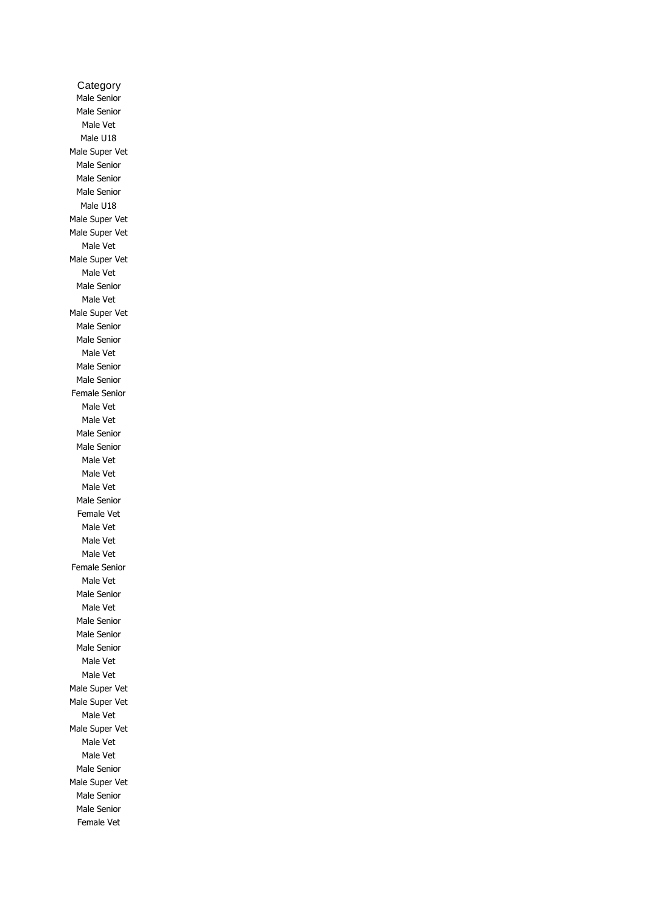| Category |
|---|
| Male Senior |
| Male Senior |
| Male Vet |
| Male U18 |
| Male Super Vet |
| Male Senior |
| Male Senior |
| Male Senior |
| Male U18 |
| Male Super Vet |
| Male Super Vet |
| Male Vet |
| Male Super Vet |
| Male Vet |
| Male Senior |
| Male Vet |
| Male Super Vet |
| Male Senior |
| Male Senior |
| Male Vet |
| Male Senior |
| Male Senior |
| Female Senior |
| Male Vet |
| Male Vet |
| Male Senior |
| Male Senior |
| Male Vet |
| Male Vet |
| Male Vet |
| Male Senior |
| Female Vet |
| Male Vet |
| Male Vet |
| Male Vet |
| Female Senior |
| Male Vet |
| Male Senior |
| Male Vet |
| Male Senior |
| Male Senior |
| Male Senior |
| Male Vet |
| Male Vet |
| Male Super Vet |
| Male Super Vet |
| Male Vet |
| Male Super Vet |
| Male Vet |
| Male Vet |
| Male Senior |
| Male Super Vet |
| Male Senior |
| Male Senior |
| Female Vet |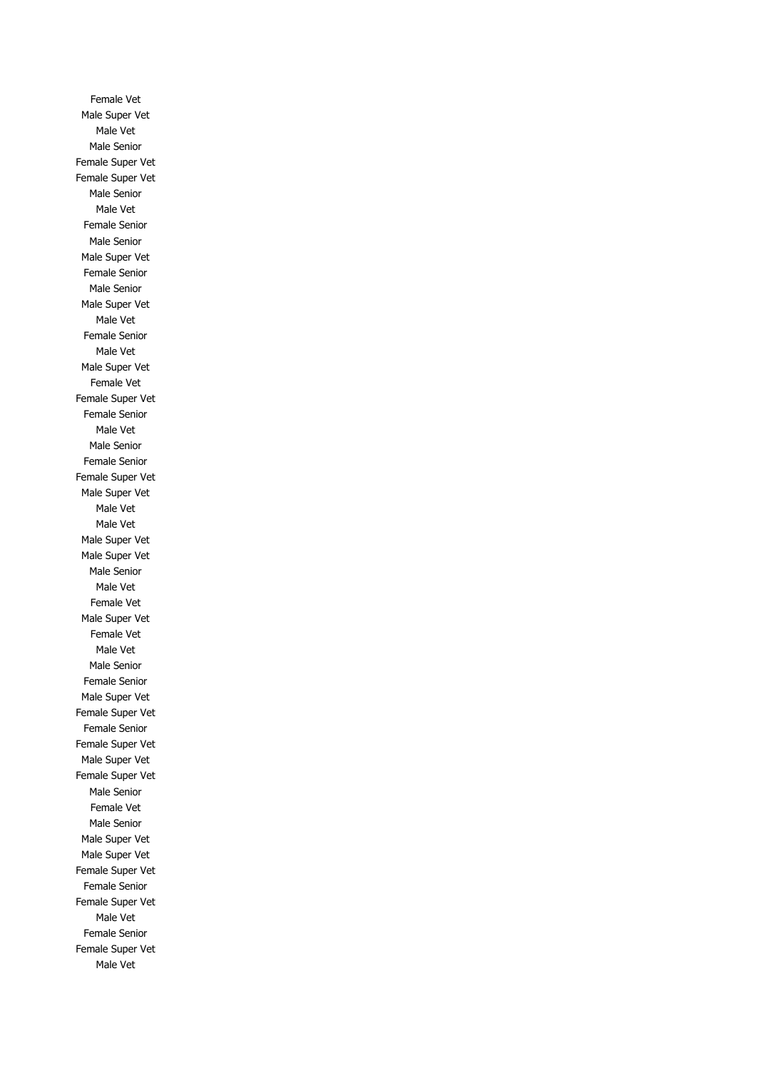Female Vet
Male Super Vet
Male Vet
Male Senior
Female Super Vet
Female Super Vet
Male Senior
Male Vet
Female Senior
Male Senior
Male Super Vet
Female Senior
Male Senior
Male Super Vet
Male Vet
Female Senior
Male Vet
Male Super Vet
Female Vet
Female Super Vet
Female Senior
Male Vet
Male Senior
Female Senior
Female Super Vet
Male Super Vet
Male Vet
Male Vet
Male Super Vet
Male Super Vet
Male Senior
Male Vet
Female Vet
Male Super Vet
Female Vet
Male Vet
Male Senior
Female Senior
Male Super Vet
Female Super Vet
Female Senior
Female Super Vet
Male Super Vet
Female Super Vet
Male Senior
Female Vet
Male Senior
Male Super Vet
Male Super Vet
Female Super Vet
Female Senior
Female Super Vet
Male Vet
Female Senior
Female Super Vet
Male Vet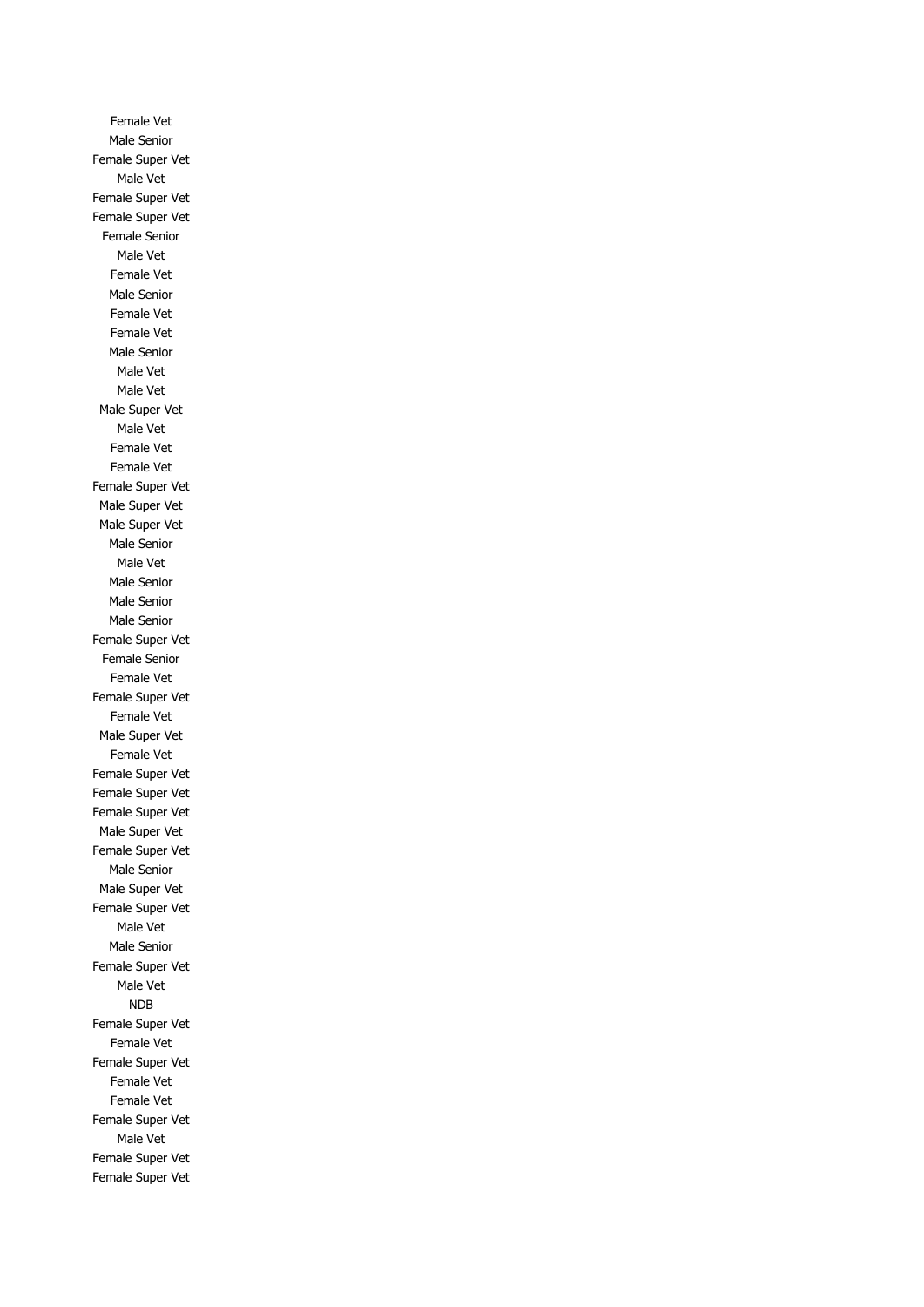Female Vet
Male Senior
Female Super Vet
Male Vet
Female Super Vet
Female Super Vet
Female Senior
Male Vet
Female Vet
Male Senior
Female Vet
Female Vet
Male Senior
Male Vet
Male Vet
Male Super Vet
Male Vet
Female Vet
Female Vet
Female Super Vet
Male Super Vet
Male Super Vet
Male Senior
Male Vet
Male Senior
Male Senior
Male Senior
Female Super Vet
Female Senior
Female Vet
Female Super Vet
Female Vet
Male Super Vet
Female Vet
Female Super Vet
Female Super Vet
Female Super Vet
Male Super Vet
Female Super Vet
Male Senior
Male Super Vet
Female Super Vet
Male Vet
Male Senior
Female Super Vet
Male Vet
NDB
Female Super Vet
Female Vet
Female Super Vet
Female Vet
Female Vet
Female Super Vet
Male Vet
Female Super Vet
Female Super Vet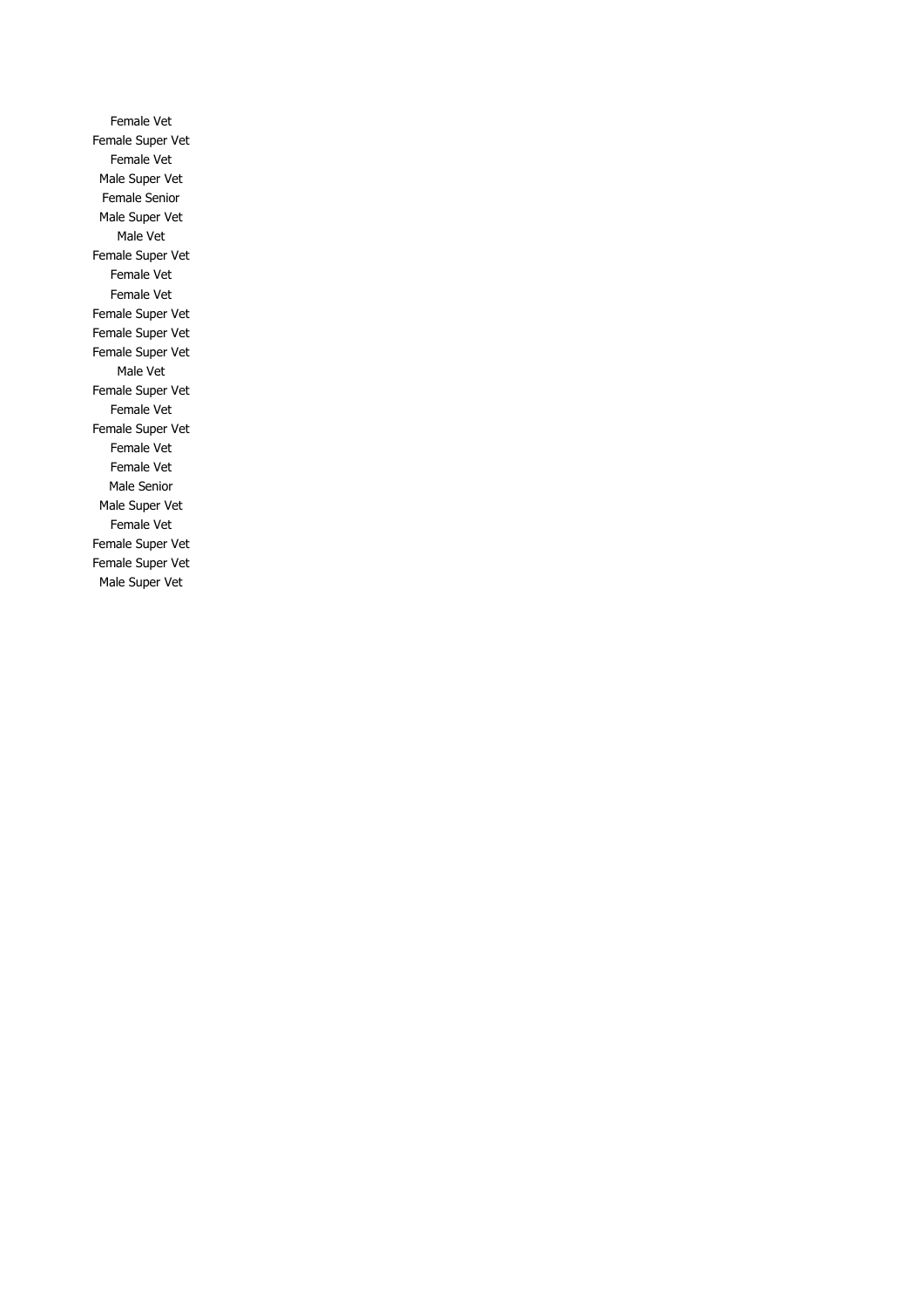Female Vet
Female Super Vet
Female Vet
Male Super Vet
Female Senior
Male Super Vet
Male Vet
Female Super Vet
Female Vet
Female Vet
Female Super Vet
Female Super Vet
Female Super Vet
Male Vet
Female Super Vet
Female Vet
Female Super Vet
Female Vet
Female Vet
Male Senior
Male Super Vet
Female Vet
Female Super Vet
Female Super Vet
Male Super Vet